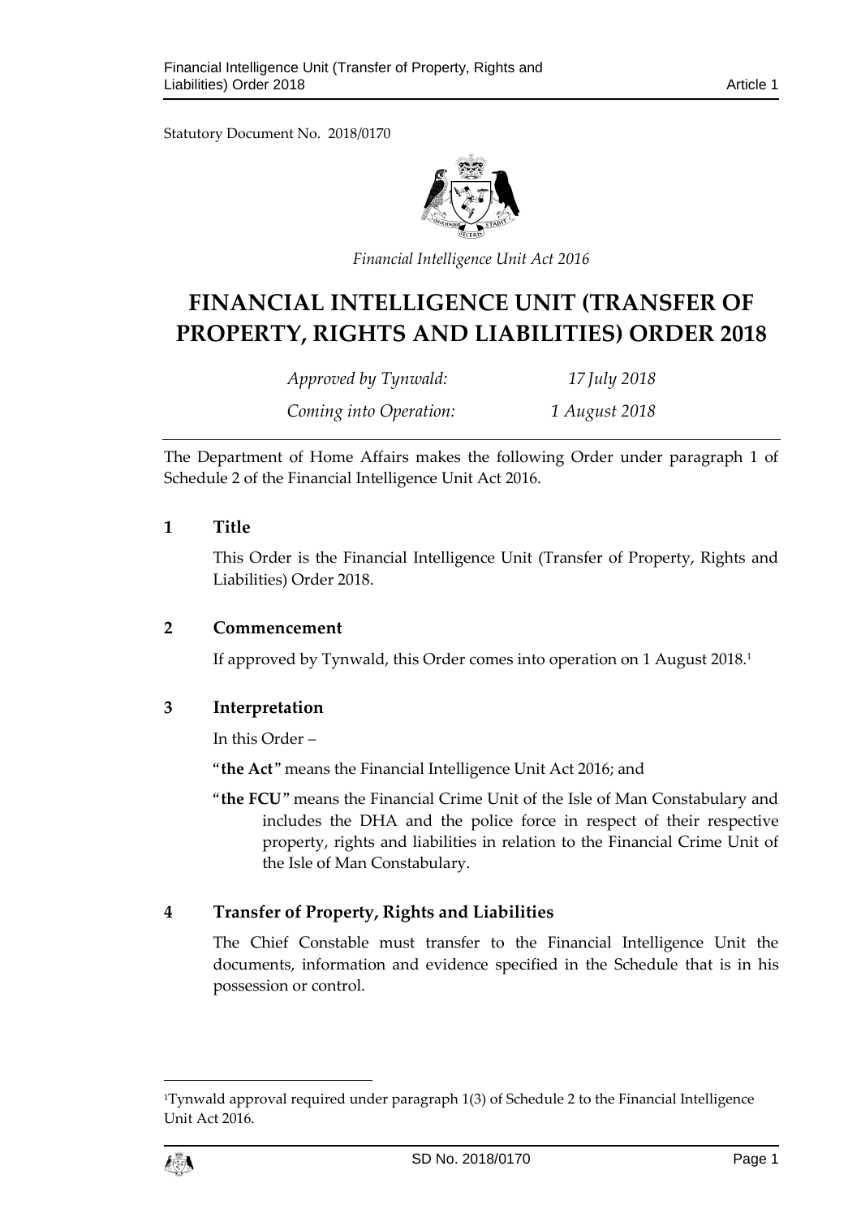Statutory Document No. 2018/0170

*Financial Intelligence Unit Act 2016*

# FINANCIAL INTELLIGENCE UNIT (TRANSFER OF PROPERTY, RIGHTS AND LIABILITIES) ORDER 2018

*Approved by Tynwald:* *17 July 2018*

*Coming into Operation:* *1 August 2018*

The Department of Home Affairs makes the following Order under paragraph 1 of Schedule 2 of the Financial Intelligence Unit Act 2016.

## 1 Title

This Order is the Financial Intelligence Unit (Transfer of Property, Rights and Liabilities) Order 2018.

## 2 Commencement

If approved by Tynwald, this Order comes into operation on 1 August 2018.[1]

## 3 Interpretation

In this Order –

"**the Act**" means the Financial Intelligence Unit Act 2016; and

"**the FCU**" means the Financial Crime Unit of the Isle of Man Constabulary and includes the DHA and the police force in respect of their respective property, rights and liabilities in relation to the Financial Crime Unit of the Isle of Man Constabulary.

## 4 Transfer of Property, Rights and Liabilities

The Chief Constable must transfer to the Financial Intelligence Unit the documents, information and evidence specified in the Schedule that is in his possession or control.

[1] Tynwald approval required under paragraph 1(3) of Schedule 2 to the Financial Intelligence Unit Act 2016.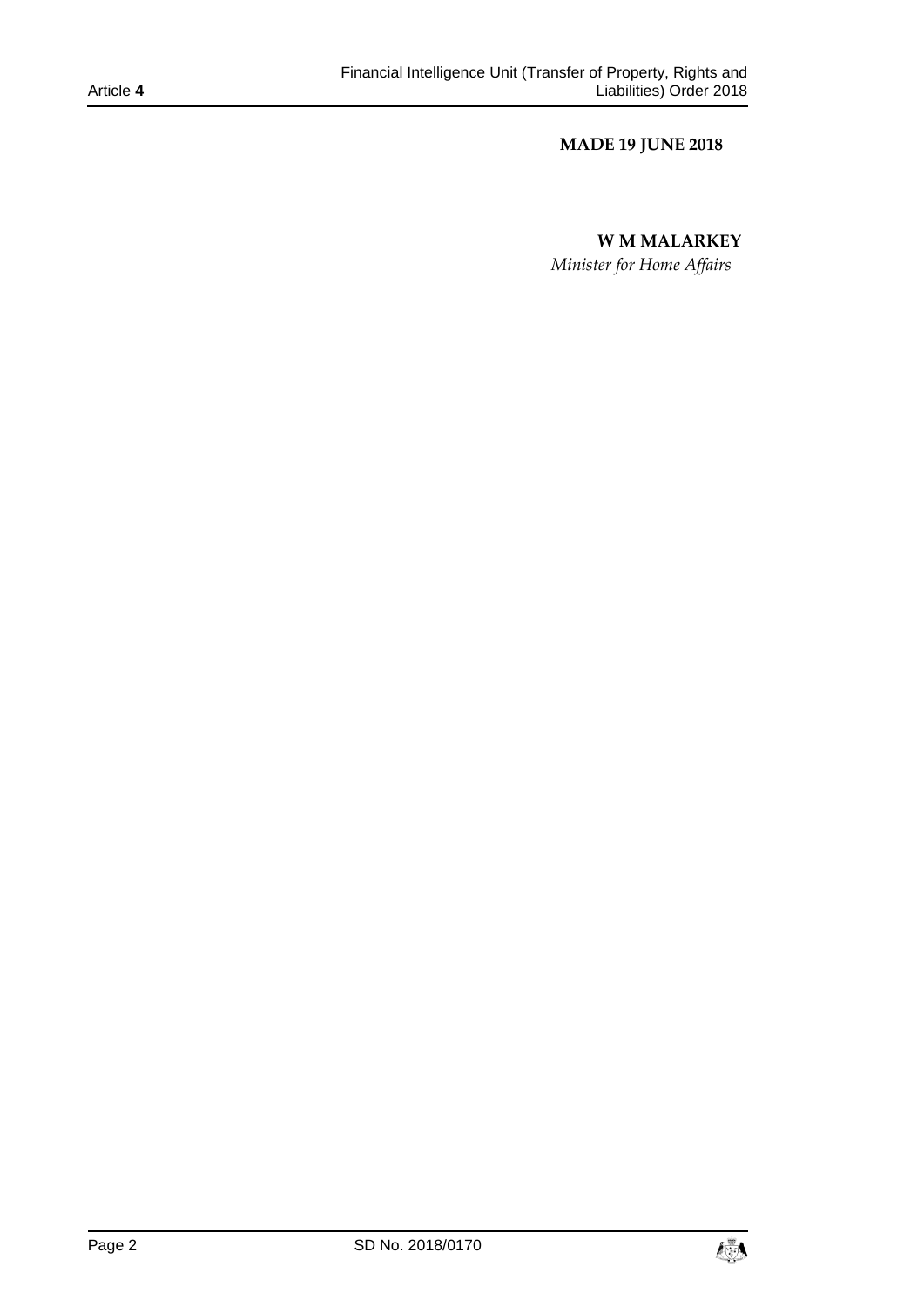**MADE 19 JUNE 2018**

**W M MALARKEY**

*Minister for Home Affairs*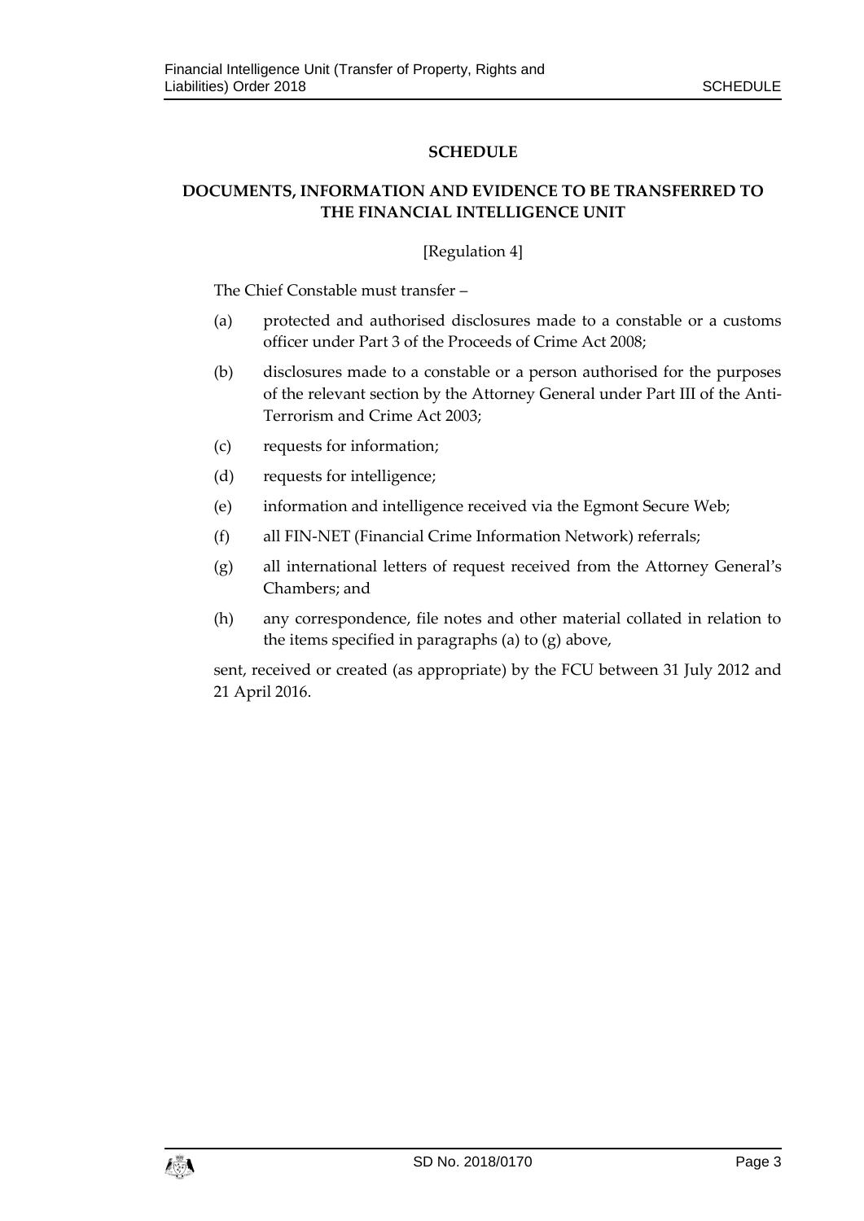## SCHEDULE

### DOCUMENTS, INFORMATION AND EVIDENCE TO BE TRANSFERRED TO THE FINANCIAL INTELLIGENCE UNIT

[Regulation 4]

The Chief Constable must transfer –

(a) protected and authorised disclosures made to a constable or a customs officer under Part 3 of the Proceeds of Crime Act 2008;

(b) disclosures made to a constable or a person authorised for the purposes of the relevant section by the Attorney General under Part III of the Anti-Terrorism and Crime Act 2003;

(c) requests for information;

(d) requests for intelligence;

(e) information and intelligence received via the Egmont Secure Web;

(f) all FIN-NET (Financial Crime Information Network) referrals;

(g) all international letters of request received from the Attorney General's Chambers; and

(h) any correspondence, file notes and other material collated in relation to the items specified in paragraphs (a) to (g) above,

sent, received or created (as appropriate) by the FCU between 31 July 2012 and 21 April 2016.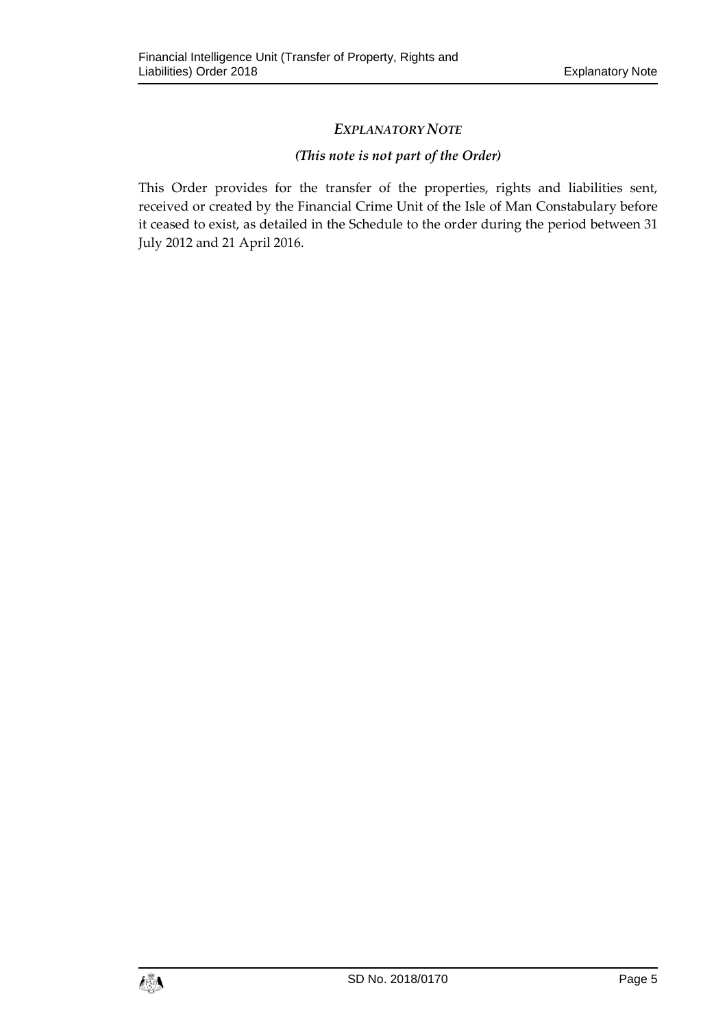## *EXPLANATORY NOTE*

***(This note is not part of the Order)***

This Order provides for the transfer of the properties, rights and liabilities sent, received or created by the Financial Crime Unit of the Isle of Man Constabulary before it ceased to exist, as detailed in the Schedule to the order during the period between 31 July 2012 and 21 April 2016.